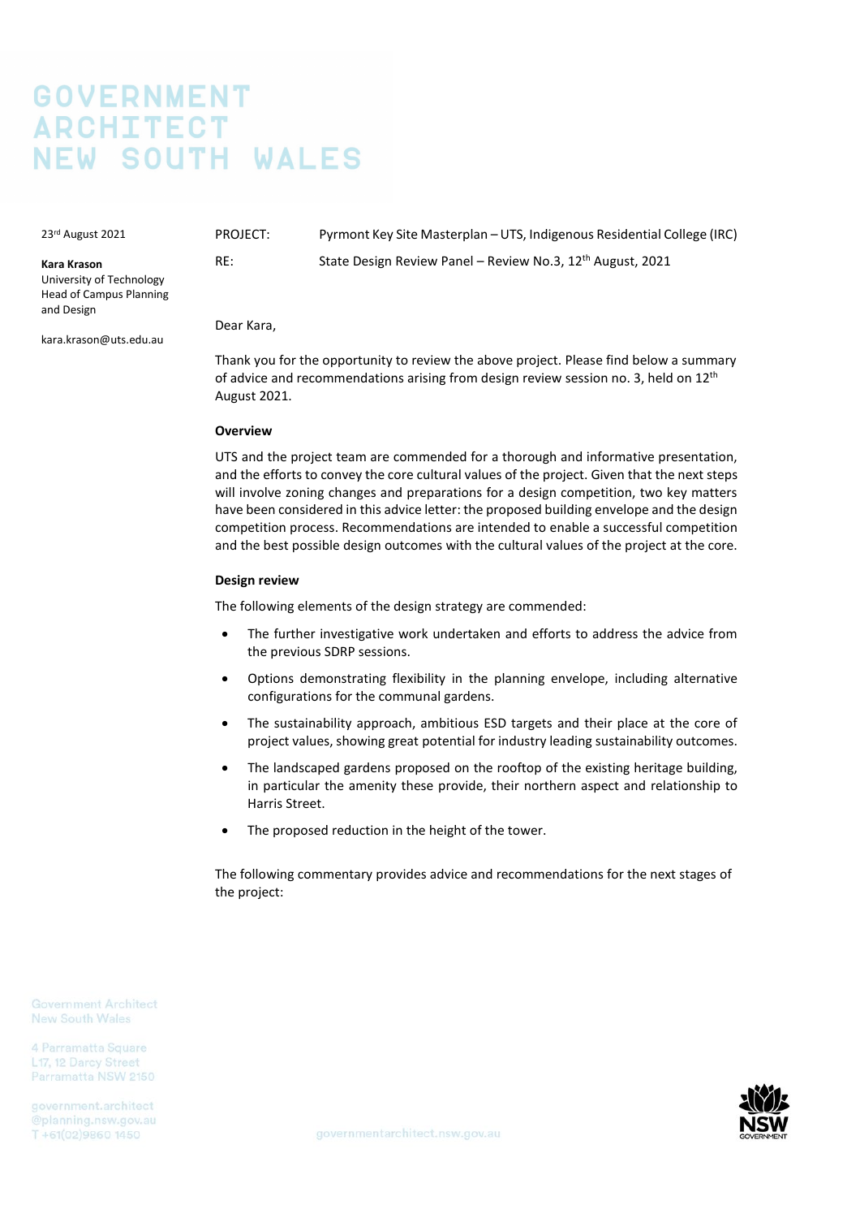# GOVERNMENT ARCHITECT NEW SOUTH WALES

23rd August 2021

**Kara Krason**
University of Technology
Head of Campus Planning and Design

kara.krason@uts.edu.au

PROJECT: Pyrmont Key Site Masterplan – UTS, Indigenous Residential College (IRC)

RE: State Design Review Panel – Review No.3, 12th August, 2021

Dear Kara,

Thank you for the opportunity to review the above project. Please find below a summary of advice and recommendations arising from design review session no. 3, held on 12th August 2021.

**Overview**

UTS and the project team are commended for a thorough and informative presentation, and the efforts to convey the core cultural values of the project. Given that the next steps will involve zoning changes and preparations for a design competition, two key matters have been considered in this advice letter: the proposed building envelope and the design competition process. Recommendations are intended to enable a successful competition and the best possible design outcomes with the cultural values of the project at the core.

**Design review**

The following elements of the design strategy are commended:

- The further investigative work undertaken and efforts to address the advice from the previous SDRP sessions.
- Options demonstrating flexibility in the planning envelope, including alternative configurations for the communal gardens.
- The sustainability approach, ambitious ESD targets and their place at the core of project values, showing great potential for industry leading sustainability outcomes.
- The landscaped gardens proposed on the rooftop of the existing heritage building, in particular the amenity these provide, their northern aspect and relationship to Harris Street.
- The proposed reduction in the height of the tower.

The following commentary provides advice and recommendations for the next stages of the project: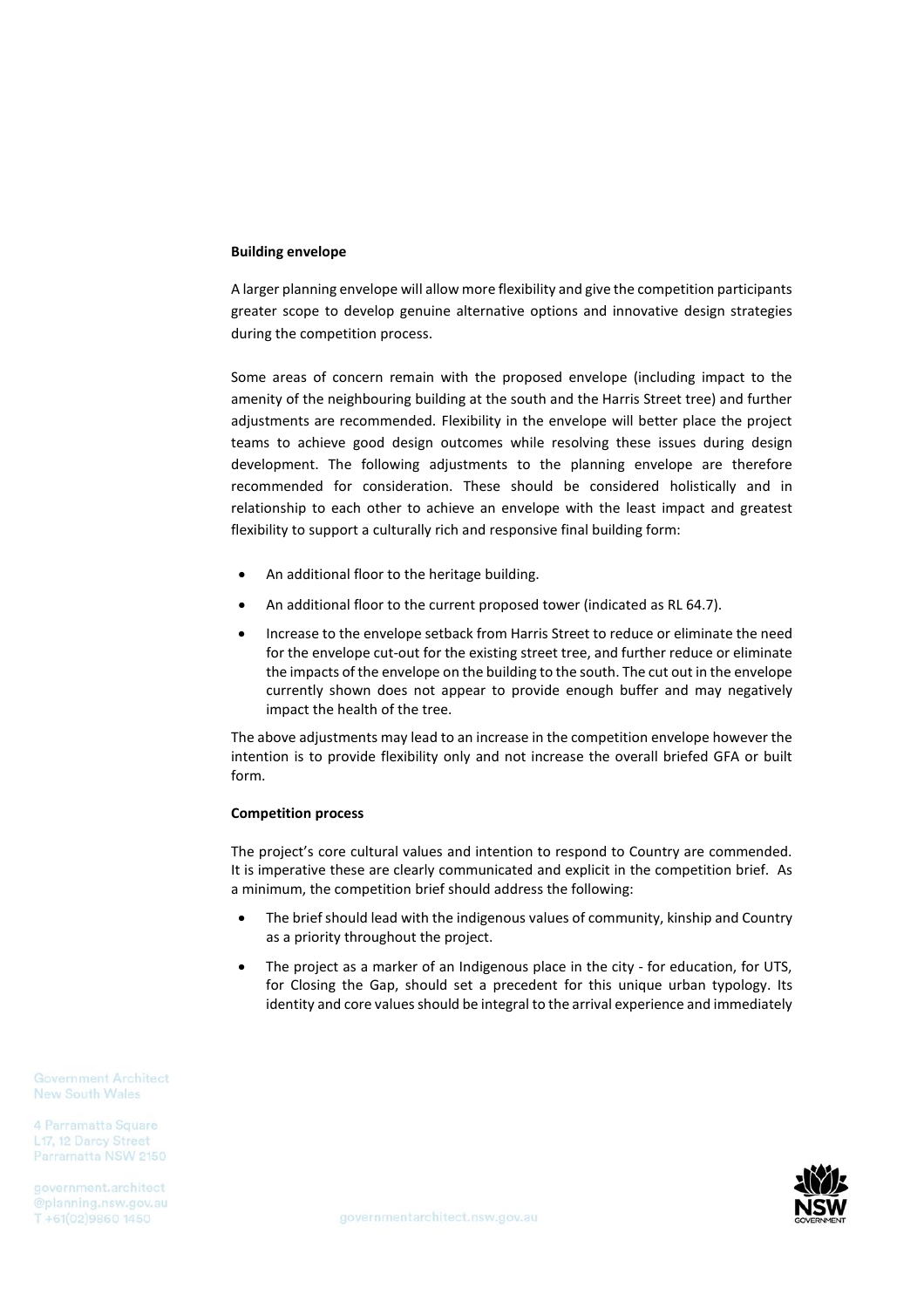**Building envelope**

A larger planning envelope will allow more flexibility and give the competition participants greater scope to develop genuine alternative options and innovative design strategies during the competition process.

Some areas of concern remain with the proposed envelope (including impact to the amenity of the neighbouring building at the south and the Harris Street tree) and further adjustments are recommended. Flexibility in the envelope will better place the project teams to achieve good design outcomes while resolving these issues during design development. The following adjustments to the planning envelope are therefore recommended for consideration. These should be considered holistically and in relationship to each other to achieve an envelope with the least impact and greatest flexibility to support a culturally rich and responsive final building form:

- An additional floor to the heritage building.
- An additional floor to the current proposed tower (indicated as RL 64.7).
- Increase to the envelope setback from Harris Street to reduce or eliminate the need for the envelope cut-out for the existing street tree, and further reduce or eliminate the impacts of the envelope on the building to the south. The cut out in the envelope currently shown does not appear to provide enough buffer and may negatively impact the health of the tree.

The above adjustments may lead to an increase in the competition envelope however the intention is to provide flexibility only and not increase the overall briefed GFA or built form.

**Competition process**

The project's core cultural values and intention to respond to Country are commended. It is imperative these are clearly communicated and explicit in the competition brief. As a minimum, the competition brief should address the following:

- The brief should lead with the indigenous values of community, kinship and Country as a priority throughout the project.
- The project as a marker of an Indigenous place in the city - for education, for UTS, for Closing the Gap, should set a precedent for this unique urban typology. Its identity and core values should be integral to the arrival experience and immediately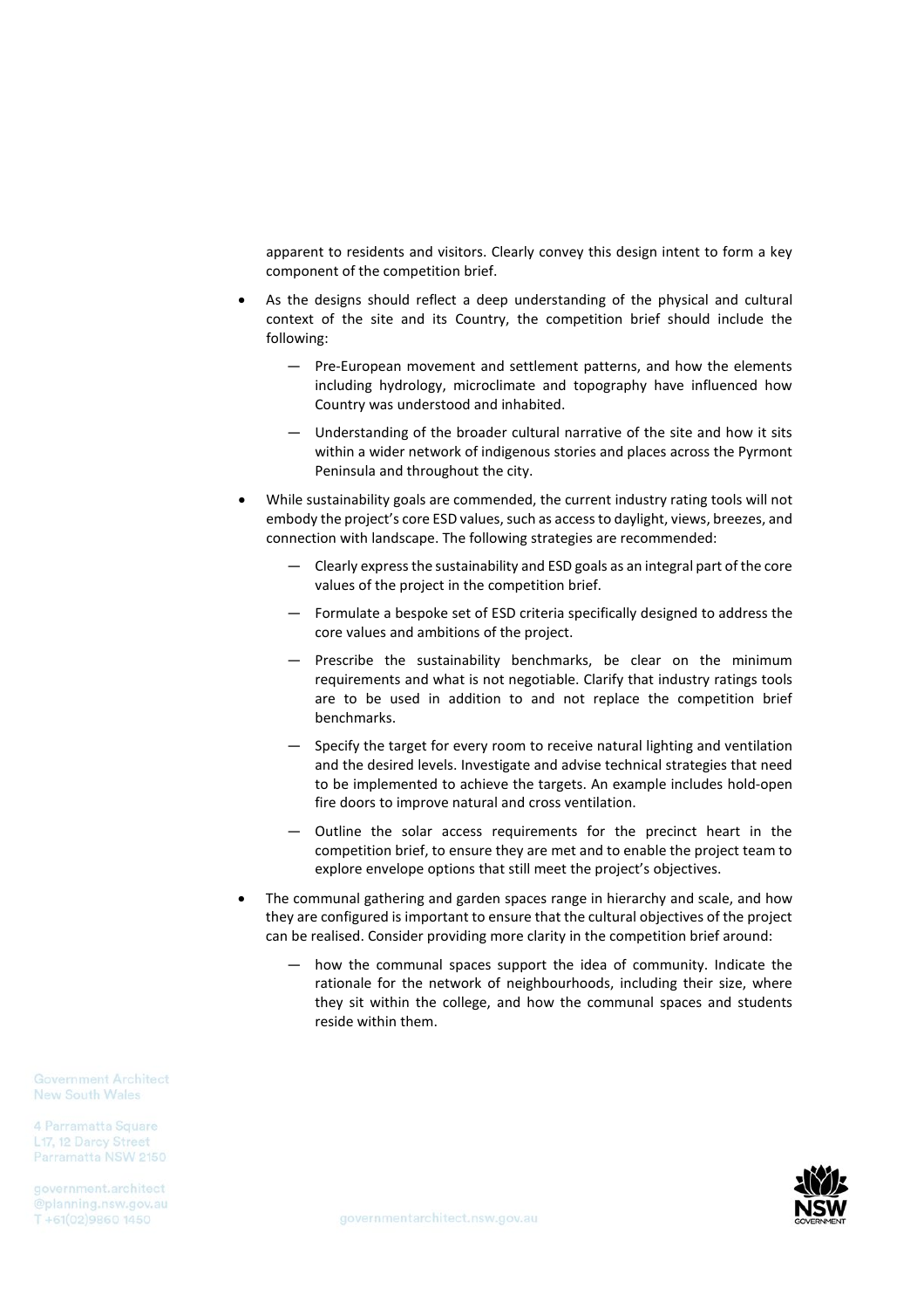apparent to residents and visitors. Clearly convey this design intent to form a key component of the competition brief.

- As the designs should reflect a deep understanding of the physical and cultural context of the site and its Country, the competition brief should include the following:
  - Pre-European movement and settlement patterns, and how the elements including hydrology, microclimate and topography have influenced how Country was understood and inhabited.
  - Understanding of the broader cultural narrative of the site and how it sits within a wider network of indigenous stories and places across the Pyrmont Peninsula and throughout the city.
- While sustainability goals are commended, the current industry rating tools will not embody the project's core ESD values, such as access to daylight, views, breezes, and connection with landscape. The following strategies are recommended:
  - Clearly express the sustainability and ESD goals as an integral part of the core values of the project in the competition brief.
  - Formulate a bespoke set of ESD criteria specifically designed to address the core values and ambitions of the project.
  - Prescribe the sustainability benchmarks, be clear on the minimum requirements and what is not negotiable. Clarify that industry ratings tools are to be used in addition to and not replace the competition brief benchmarks.
  - Specify the target for every room to receive natural lighting and ventilation and the desired levels. Investigate and advise technical strategies that need to be implemented to achieve the targets. An example includes hold-open fire doors to improve natural and cross ventilation.
  - Outline the solar access requirements for the precinct heart in the competition brief, to ensure they are met and to enable the project team to explore envelope options that still meet the project's objectives.
- The communal gathering and garden spaces range in hierarchy and scale, and how they are configured is important to ensure that the cultural objectives of the project can be realised. Consider providing more clarity in the competition brief around:
  - how the communal spaces support the idea of community. Indicate the rationale for the network of neighbourhoods, including their size, where they sit within the college, and how the communal spaces and students reside within them.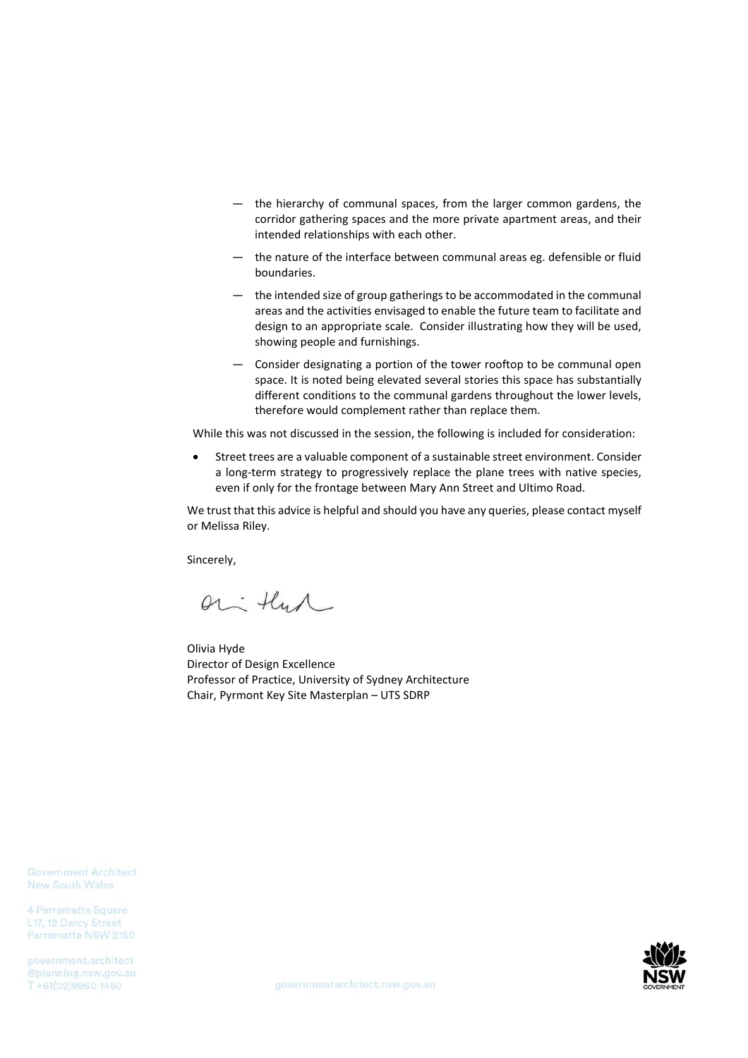- the hierarchy of communal spaces, from the larger common gardens, the corridor gathering spaces and the more private apartment areas, and their intended relationships with each other.
- the nature of the interface between communal areas eg. defensible or fluid boundaries.
- the intended size of group gatherings to be accommodated in the communal areas and the activities envisaged to enable the future team to facilitate and design to an appropriate scale. Consider illustrating how they will be used, showing people and furnishings.
- Consider designating a portion of the tower rooftop to be communal open space. It is noted being elevated several stories this space has substantially different conditions to the communal gardens throughout the lower levels, therefore would complement rather than replace them.

While this was not discussed in the session, the following is included for consideration:

- Street trees are a valuable component of a sustainable street environment. Consider a long-term strategy to progressively replace the plane trees with native species, even if only for the frontage between Mary Ann Street and Ultimo Road.

We trust that this advice is helpful and should you have any queries, please contact myself or Melissa Riley.

Sincerely,

Olivia Hyde
Director of Design Excellence
Professor of Practice, University of Sydney Architecture
Chair, Pyrmont Key Site Masterplan – UTS SDRP

Government Architect
New South Wales

4 Parramatta Square
L17, 12 Darcy Street
Parramatta NSW 2150

government.architect
@planning.nsw.gov.au
T +61(02)9860 1450

governmentarchitect.nsw.gov.au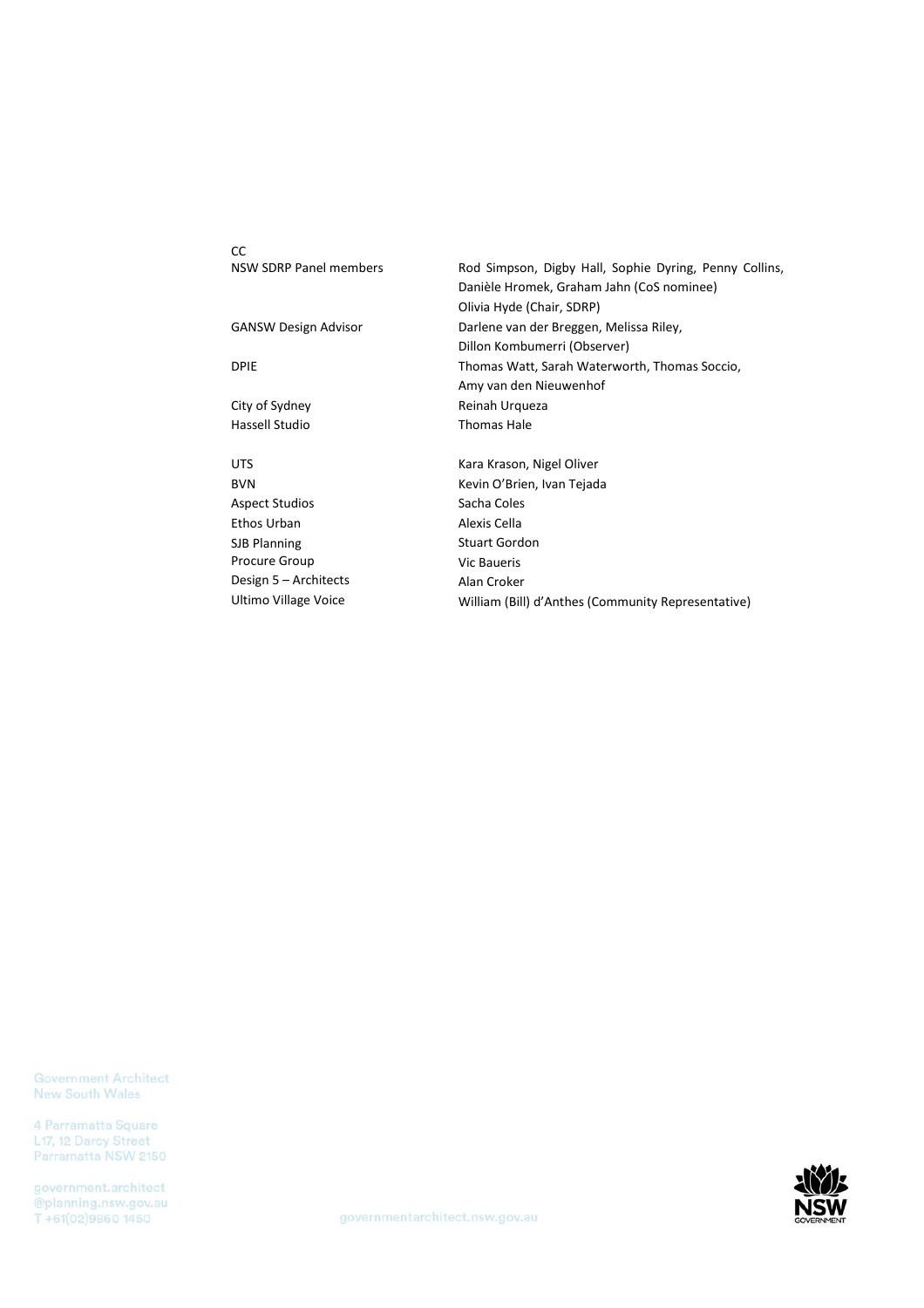CC

| | |
|---|---|
| NSW SDRP Panel members | Rod Simpson, Digby Hall, Sophie Dyring, Penny Collins, Danièle Hromek, Graham Jahn (CoS nominee) Olivia Hyde (Chair, SDRP) |
| GANSW Design Advisor | Darlene van der Breggen, Melissa Riley, Dillon Kombumerri (Observer) |
| DPIE | Thomas Watt, Sarah Waterworth, Thomas Soccio, Amy van den Nieuwenhof |
| City of Sydney | Reinah Urqueza |
| Hassell Studio | Thomas Hale |
| UTS | Kara Krason, Nigel Oliver |
| BVN | Kevin O'Brien, Ivan Tejada |
| Aspect Studios | Sacha Coles |
| Ethos Urban | Alexis Cella |
| SJB Planning | Stuart Gordon |
| Procure Group | Vic Baueris |
| Design 5 – Architects | Alan Croker |
| Ultimo Village Voice | William (Bill) d'Anthes (Community Representative) |

Government Architect
New South Wales

4 Parramatta Square
L17, 12 Darcy Street
Parramatta NSW 2150

government.architect
@planning.nsw.gov.au
T +61(02)9860 1450

governmentarchitect.nsw.gov.au